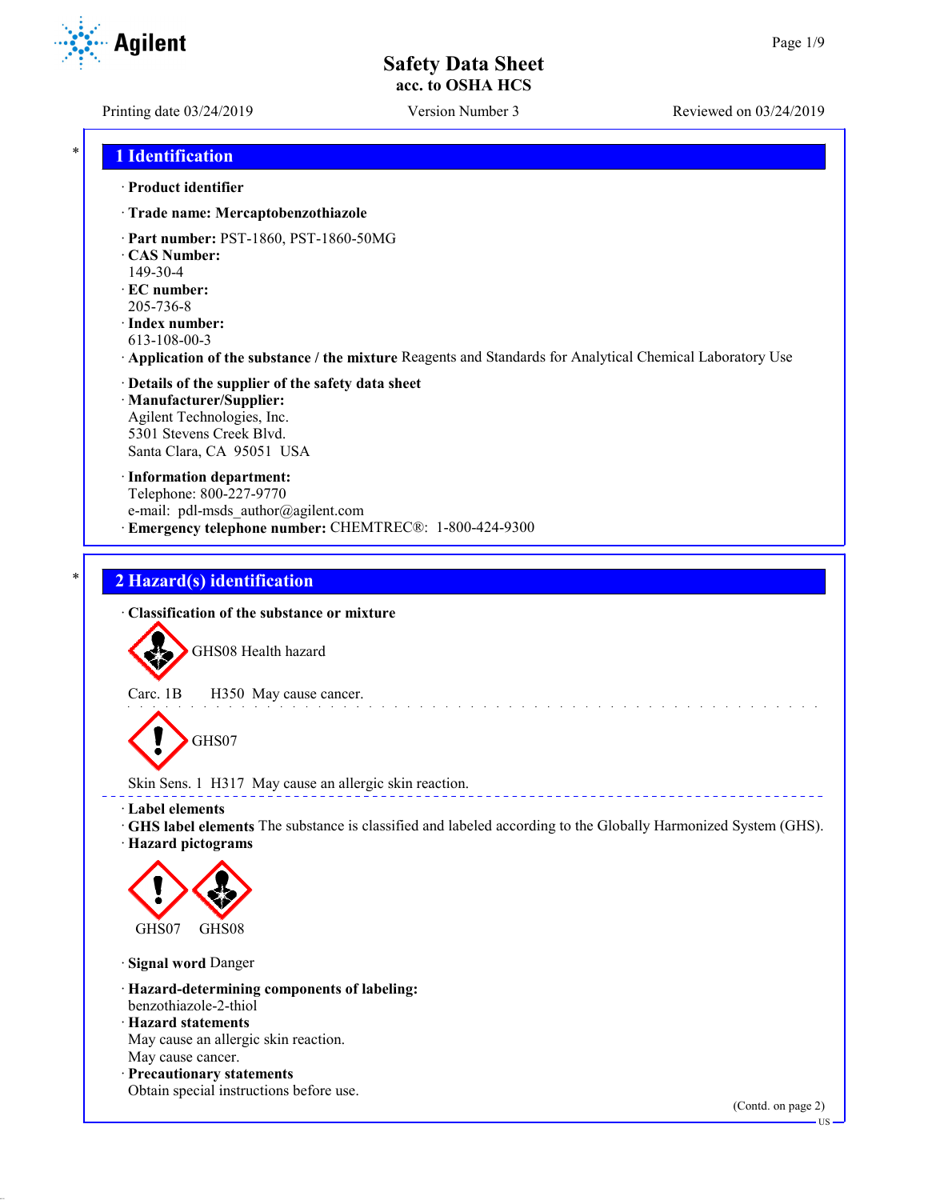# Safety Data Sheet
## acc. to OSHA HCS

Printing date 03/24/2019 | Version Number 3 | Reviewed on 03/24/2019

## 1 Identification

· **Product identifier**

· **Trade name: Mercaptobenzothiazole**

· **Part number:** PST-1860, PST-1860-50MG
· **CAS Number:**
149-30-4
· **EC number:**
205-736-8
· **Index number:**
613-108-00-3
· **Application of the substance / the mixture** Reagents and Standards for Analytical Chemical Laboratory Use

· **Details of the supplier of the safety data sheet**
· **Manufacturer/Supplier:**
Agilent Technologies, Inc.
5301 Stevens Creek Blvd.
Santa Clara, CA 95051 USA

· **Information department:**
Telephone: 800-227-9770
e-mail: pdl-msds_author@agilent.com
· **Emergency telephone number:** CHEMTREC®: 1-800-424-9300

## 2 Hazard(s) identification

· **Classification of the substance or mixture**

GHS08 Health hazard

Carc. 1B H350 May cause cancer.

GHS07

Skin Sens. 1 H317 May cause an allergic skin reaction.

· **Label elements**
· **GHS label elements** The substance is classified and labeled according to the Globally Harmonized System (GHS).
· **Hazard pictograms**

GHS07 GHS08

· **Signal word** Danger

· **Hazard-determining components of labeling:**
benzothiazole-2-thiol
· **Hazard statements**
May cause an allergic skin reaction.
May cause cancer.
· **Precautionary statements**
Obtain special instructions before use.

(Contd. on page 2)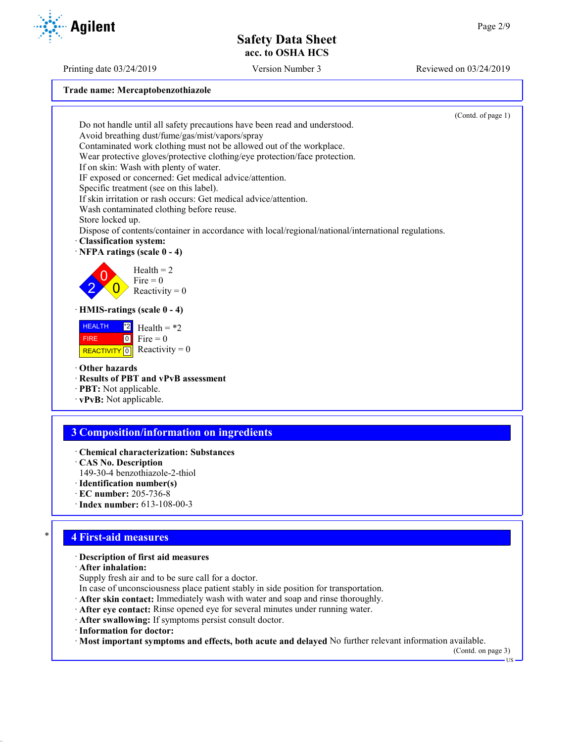**Trade name: Mercaptobenzothiazole**

(Contd. of page 1)

Do not handle until all safety precautions have been read and understood.
Avoid breathing dust/fume/gas/mist/vapors/spray
Contaminated work clothing must not be allowed out of the workplace.
Wear protective gloves/protective clothing/eye protection/face protection.
If on skin: Wash with plenty of water.
IF exposed or concerned: Get medical advice/attention.
Specific treatment (see on this label).
If skin irritation or rash occurs: Get medical advice/attention.
Wash contaminated clothing before reuse.
Store locked up.
Dispose of contents/container in accordance with local/regional/national/international regulations.

· **Classification system:**
· **NFPA ratings (scale 0 - 4)**

Health = 2
Fire = 0
Reactivity = 0

· **HMIS-ratings (scale 0 - 4)**

| | | |
|---|---|---|
| HEALTH | *2 | Health = *2 |
| FIRE | 0 | Fire = 0 |
| REACTIVITY | 0 | Reactivity = 0 |

· **Other hazards**
· **Results of PBT and vPvB assessment**
· **PBT:** Not applicable.
· **vPvB:** Not applicable.

## 3 Composition/information on ingredients

· **Chemical characterization: Substances**
· **CAS No. Description**
149-30-4 benzothiazole-2-thiol
· **Identification number(s)**
· **EC number:** 205-736-8
· **Index number:** 613-108-00-3

## 4 First-aid measures

· **Description of first aid measures**
· **After inhalation:**
Supply fresh air and to be sure call for a doctor.
In case of unconsciousness place patient stably in side position for transportation.
· **After skin contact:** Immediately wash with water and soap and rinse thoroughly.
· **After eye contact:** Rinse opened eye for several minutes under running water.
· **After swallowing:** If symptoms persist consult doctor.
· **Information for doctor:**
· **Most important symptoms and effects, both acute and delayed** No further relevant information available.

(Contd. on page 3)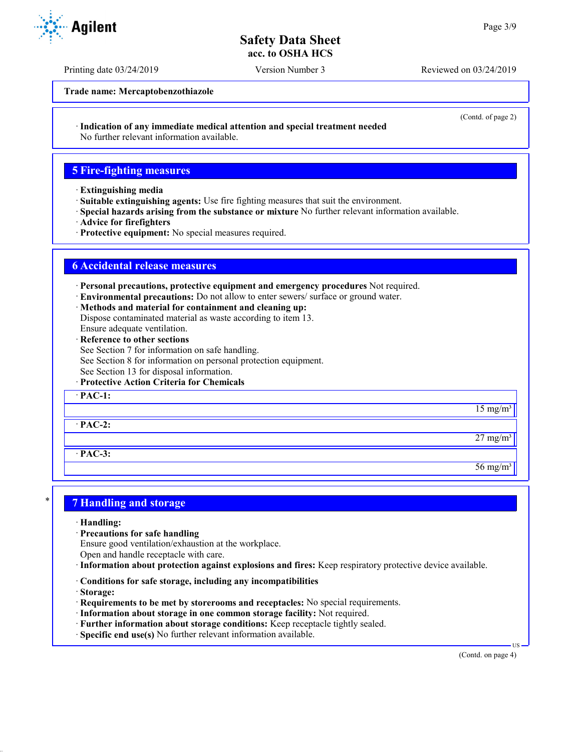**Trade name: Mercaptobenzothiazole**

(Contd. of page 2)

· **Indication of any immediate medical attention and special treatment needed**
No further relevant information available.

## 5 Fire-fighting measures

· **Extinguishing media**
· **Suitable extinguishing agents:** Use fire fighting measures that suit the environment.
· **Special hazards arising from the substance or mixture** No further relevant information available.
· **Advice for firefighters**
· **Protective equipment:** No special measures required.

## 6 Accidental release measures

· **Personal precautions, protective equipment and emergency procedures** Not required.
· **Environmental precautions:** Do not allow to enter sewers/ surface or ground water.
· **Methods and material for containment and cleaning up:**
Dispose contaminated material as waste according to item 13.
Ensure adequate ventilation.
· **Reference to other sections**
See Section 7 for information on safe handling.
See Section 8 for information on personal protection equipment.
See Section 13 for disposal information.
· **Protective Action Criteria for Chemicals**

| · **PAC-1:** | |
|---|---|
| | 15 mg/m³ |
| · **PAC-2:** | |
| | 27 mg/m³ |
| · **PAC-3:** | |
| | 56 mg/m³ |

## 7 Handling and storage

· **Handling:**
· **Precautions for safe handling**
Ensure good ventilation/exhaustion at the workplace.
Open and handle receptacle with care.
· **Information about protection against explosions and fires:** Keep respiratory protective device available.

· **Conditions for safe storage, including any incompatibilities**
· **Storage:**
· **Requirements to be met by storerooms and receptacles:** No special requirements.
· **Information about storage in one common storage facility:** Not required.
· **Further information about storage conditions:** Keep receptacle tightly sealed.
· **Specific end use(s)** No further relevant information available.

(Contd. on page 4)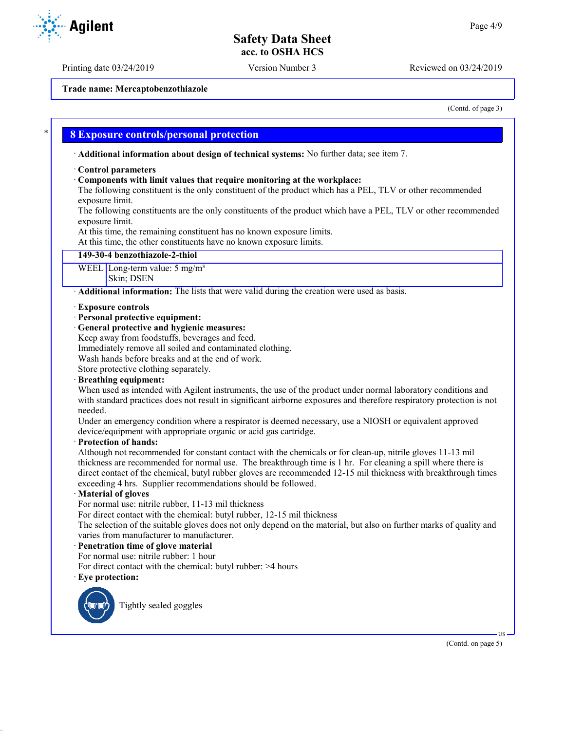Trade name: Mercaptobenzothiazole

(Contd. of page 3)

## 8 Exposure controls/personal protection

· **Additional information about design of technical systems:** No further data; see item 7.

· **Control parameters**
· **Components with limit values that require monitoring at the workplace:**
The following constituent is the only constituent of the product which has a PEL, TLV or other recommended exposure limit.
The following constituents are the only constituents of the product which have a PEL, TLV or other recommended exposure limit.
At this time, the remaining constituent has no known exposure limits.
At this time, the other constituents have no known exposure limits.

| 149-30-4 benzothiazole-2-thiol | |
|---|---|
| WEEL | Long-term value: 5 mg/m³<br>Skin; DSEN |

· **Additional information:** The lists that were valid during the creation were used as basis.

· **Exposure controls**
· **Personal protective equipment:**
· **General protective and hygienic measures:**
Keep away from foodstuffs, beverages and feed.
Immediately remove all soiled and contaminated clothing.
Wash hands before breaks and at the end of work.
Store protective clothing separately.
· **Breathing equipment:**
When used as intended with Agilent instruments, the use of the product under normal laboratory conditions and with standard practices does not result in significant airborne exposures and therefore respiratory protection is not needed.
Under an emergency condition where a respirator is deemed necessary, use a NIOSH or equivalent approved device/equipment with appropriate organic or acid gas cartridge.
· **Protection of hands:**
Although not recommended for constant contact with the chemicals or for clean-up, nitrile gloves 11-13 mil thickness are recommended for normal use. The breakthrough time is 1 hr. For cleaning a spill where there is direct contact of the chemical, butyl rubber gloves are recommended 12-15 mil thickness with breakthrough times exceeding 4 hrs. Supplier recommendations should be followed.
· **Material of gloves**
For normal use: nitrile rubber, 11-13 mil thickness
For direct contact with the chemical: butyl rubber, 12-15 mil thickness
The selection of the suitable gloves does not only depend on the material, but also on further marks of quality and varies from manufacturer to manufacturer.
· **Penetration time of glove material**
For normal use: nitrile rubber: 1 hour
For direct contact with the chemical: butyl rubber: >4 hours
· **Eye protection:**

Tightly sealed goggles

(Contd. on page 5)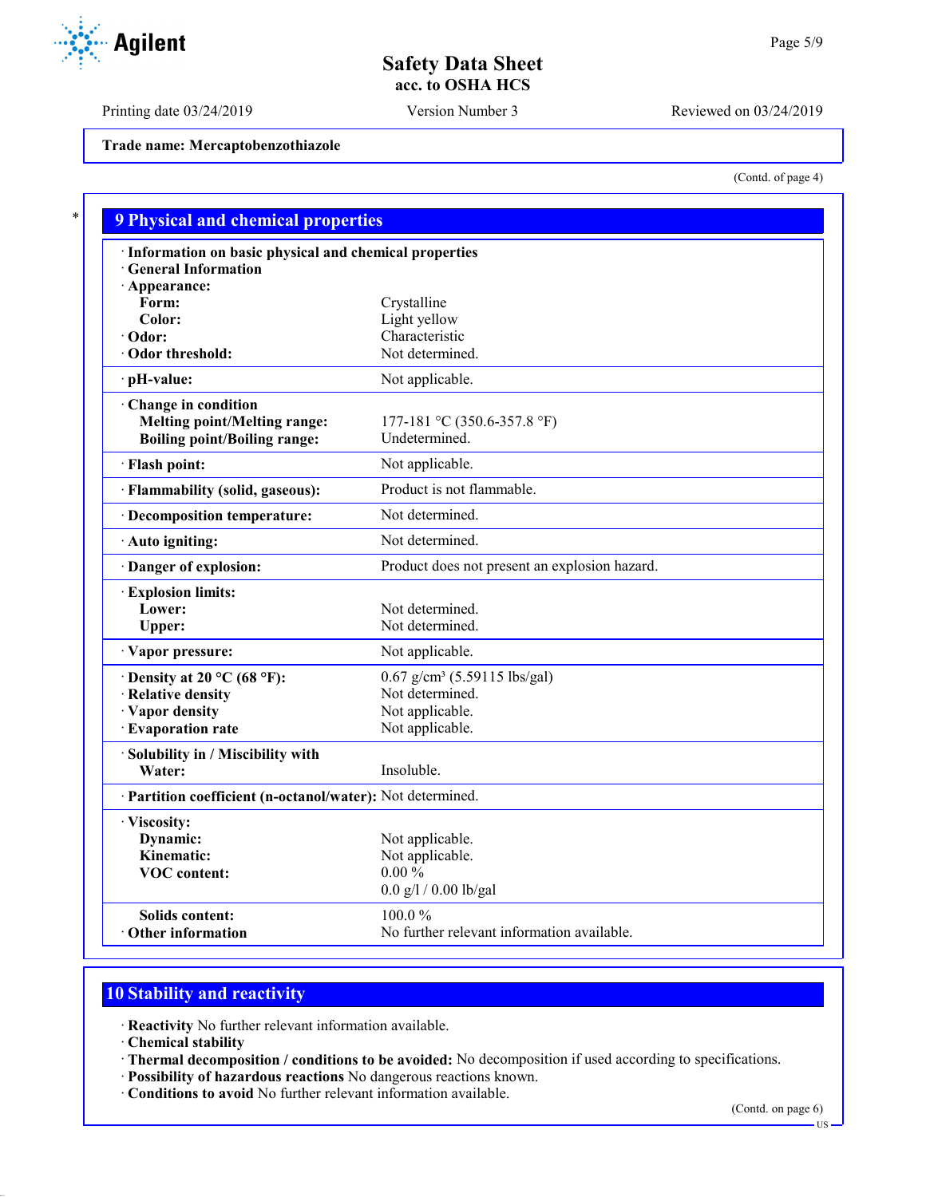Printing date 03/24/2019 Version Number 3 Reviewed on 03/24/2019

**Trade name: Mercaptobenzothiazole**

(Contd. of page 4)

## 9 Physical and chemical properties

· **Information on basic physical and chemical properties**
· **General Information**
· **Appearance:**

| | |
|---|---|
| **Form:** | Crystalline |
| **Color:** | Light yellow |
| · **Odor:** | Characteristic |
| · **Odor threshold:** | Not determined. |
| · **pH-value:** | Not applicable. |
| · **Change in condition** | |
| **Melting point/Melting range:** | 177-181 °C (350.6-357.8 °F) |
| **Boiling point/Boiling range:** | Undetermined. |
| · **Flash point:** | Not applicable. |
| · **Flammability (solid, gaseous):** | Product is not flammable. |
| · **Decomposition temperature:** | Not determined. |
| · **Auto igniting:** | Not determined. |
| · **Danger of explosion:** | Product does not present an explosion hazard. |
| · **Explosion limits:** | |
| **Lower:** | Not determined. |
| **Upper:** | Not determined. |
| · **Vapor pressure:** | Not applicable. |
| · **Density at 20 °C (68 °F):** | 0.67 g/cm³ (5.59115 lbs/gal) |
| · **Relative density** | Not determined. |
| · **Vapor density** | Not applicable. |
| · **Evaporation rate** | Not applicable. |
| · **Solubility in / Miscibility with** | |
| **Water:** | Insoluble. |
| · **Partition coefficient (n-octanol/water):** | Not determined. |
| · **Viscosity:** | |
| **Dynamic:** | Not applicable. |
| **Kinematic:** | Not applicable. |
| **VOC content:** | 0.00 % |
| | 0.0 g/l / 0.00 lb/gal |
| **Solids content:** | 100.0 % |
| · **Other information** | No further relevant information available. |

## 10 Stability and reactivity

· **Reactivity** No further relevant information available.
· **Chemical stability**
· **Thermal decomposition / conditions to be avoided:** No decomposition if used according to specifications.
· **Possibility of hazardous reactions** No dangerous reactions known.
· **Conditions to avoid** No further relevant information available.

(Contd. on page 6)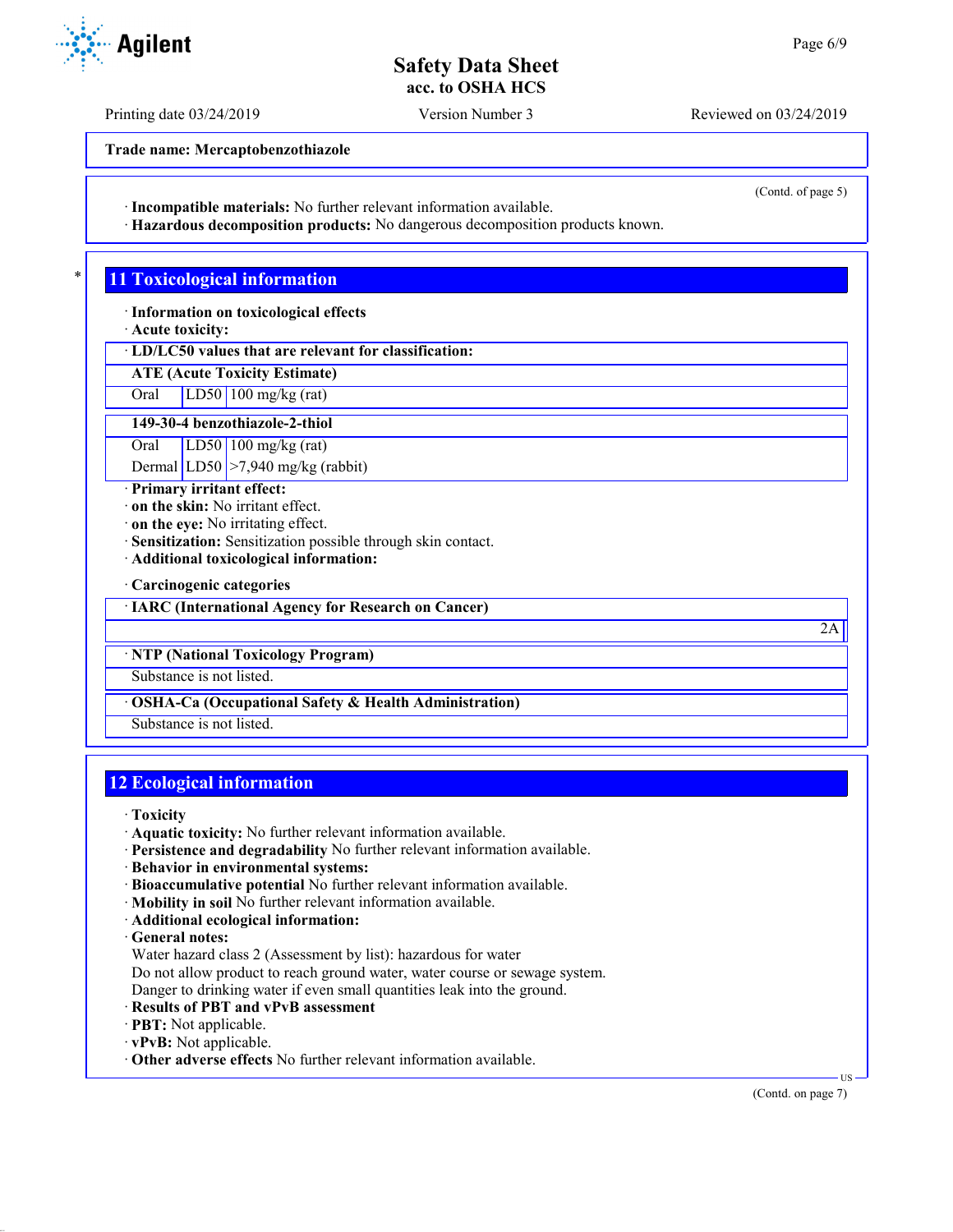Trade name: Mercaptobenzothiazole

(Contd. of page 5)

· **Incompatible materials:** No further relevant information available.
· **Hazardous decomposition products:** No dangerous decomposition products known.

## 11 Toxicological information

· **Information on toxicological effects**
· **Acute toxicity:**

| · LD/LC50 values that are relevant for classification: | | |
|---|---|---|
| **ATE (Acute Toxicity Estimate)** | | |
| Oral | LD50 | 100 mg/kg (rat) |
| **149-30-4 benzothiazole-2-thiol** | | |
| Oral | LD50 | 100 mg/kg (rat) |
| Dermal | LD50 | >7,940 mg/kg (rabbit) |

· **Primary irritant effect:**
· **on the skin:** No irritant effect.
· **on the eye:** No irritating effect.
· **Sensitization:** Sensitization possible through skin contact.
· **Additional toxicological information:**

· **Carcinogenic categories**

| · IARC (International Agency for Research on Cancer) | |
|---|---|
| | 2A |

| · NTP (National Toxicology Program) |
|---|
| Substance is not listed. |

| · OSHA-Ca (Occupational Safety & Health Administration) |
|---|
| Substance is not listed. |

## 12 Ecological information

· **Toxicity**
· **Aquatic toxicity:** No further relevant information available.
· **Persistence and degradability** No further relevant information available.
· **Behavior in environmental systems:**
· **Bioaccumulative potential** No further relevant information available.
· **Mobility in soil** No further relevant information available.
· **Additional ecological information:**
· **General notes:**
Water hazard class 2 (Assessment by list): hazardous for water
Do not allow product to reach ground water, water course or sewage system.
Danger to drinking water if even small quantities leak into the ground.
· **Results of PBT and vPvB assessment**
· **PBT:** Not applicable.
· **vPvB:** Not applicable.
· **Other adverse effects** No further relevant information available.

(Contd. on page 7)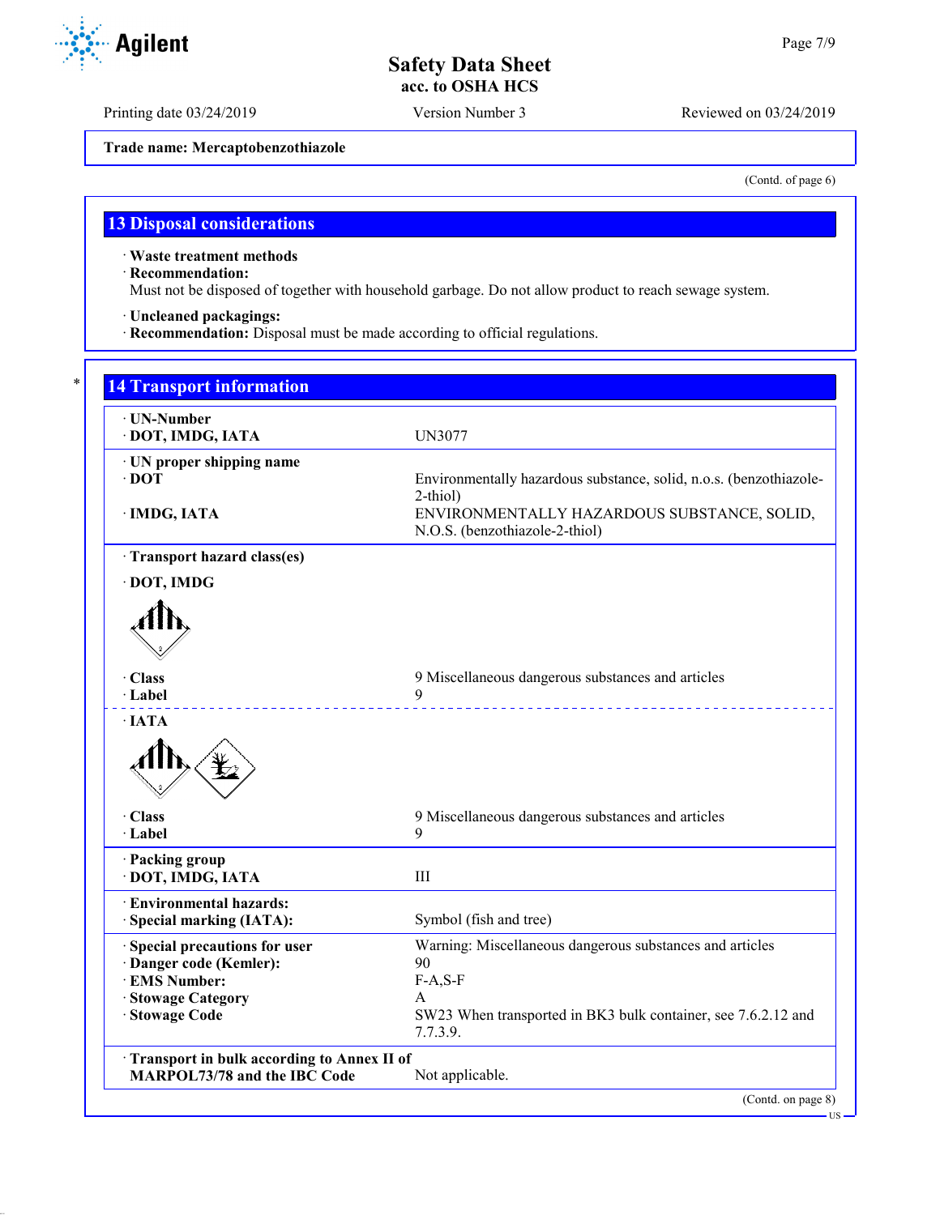Trade name: Mercaptobenzothiazole

(Contd. of page 6)

## 13 Disposal considerations

· **Waste treatment methods**
· **Recommendation:**
Must not be disposed of together with household garbage. Do not allow product to reach sewage system.

· **Uncleaned packagings:**
· **Recommendation:** Disposal must be made according to official regulations.

## 14 Transport information

| | |
|---|---|
| · **UN-Number** | |
| · **DOT, IMDG, IATA** | UN3077 |
| · **UN proper shipping name** | |
| · **DOT** | Environmentally hazardous substance, solid, n.o.s. (benzothiazole-2-thiol) |
| · **IMDG, IATA** | ENVIRONMENTALLY HAZARDOUS SUBSTANCE, SOLID, N.O.S. (benzothiazole-2-thiol) |
| · **Transport hazard class(es)** | |
| · **DOT, IMDG** | |
| · **Class** | 9 Miscellaneous dangerous substances and articles |
| · **Label** | 9 |
| · **IATA** | |
| · **Class** | 9 Miscellaneous dangerous substances and articles |
| · **Label** | 9 |
| · **Packing group** | |
| · **DOT, IMDG, IATA** | III |
| · **Environmental hazards:** | |
| · **Special marking (IATA):** | Symbol (fish and tree) |
| · **Special precautions for user** | Warning: Miscellaneous dangerous substances and articles |
| · **Danger code (Kemler):** | 90 |
| · **EMS Number:** | F-A,S-F |
| · **Stowage Category** | A |
| · **Stowage Code** | SW23 When transported in BK3 bulk container, see 7.6.2.12 and 7.7.3.9. |
| · **Transport in bulk according to Annex II of MARPOL73/78 and the IBC Code** | Not applicable. |

(Contd. on page 8)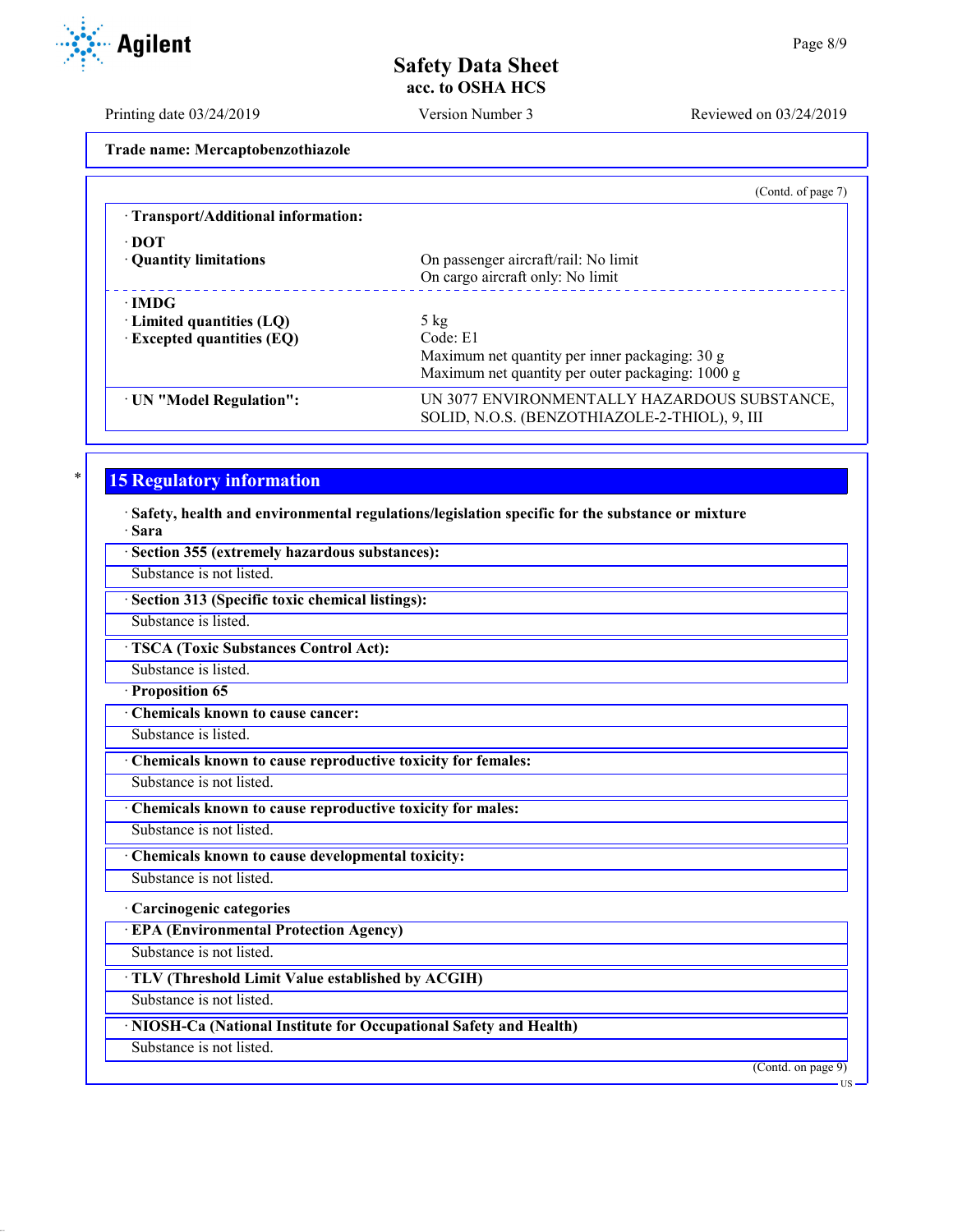**Trade name: Mercaptobenzothiazole**

(Contd. of page 7)

· **Transport/Additional information:**

| | |
|---|---|
| · **DOT** | |
| · **Quantity limitations** | On passenger aircraft/rail: No limit<br>On cargo aircraft only: No limit |
| · **IMDG** | |
| · **Limited quantities (LQ)** | 5 kg |
| · **Excepted quantities (EQ)** | Code: E1<br>Maximum net quantity per inner packaging: 30 g<br>Maximum net quantity per outer packaging: 1000 g |
| · **UN "Model Regulation":** | UN 3077 ENVIRONMENTALLY HAZARDOUS SUBSTANCE, SOLID, N.O.S. (BENZOTHIAZOLE-2-THIOL), 9, III |

\* 

## 15 Regulatory information

· **Safety, health and environmental regulations/legislation specific for the substance or mixture**

· **Sara**

· **Section 355 (extremely hazardous substances):**

Substance is not listed.

· **Section 313 (Specific toxic chemical listings):**

Substance is listed.

· **TSCA (Toxic Substances Control Act):**

Substance is listed.

· **Proposition 65**

· **Chemicals known to cause cancer:**

Substance is listed.

· **Chemicals known to cause reproductive toxicity for females:**

Substance is not listed.

· **Chemicals known to cause reproductive toxicity for males:**

Substance is not listed.

· **Chemicals known to cause developmental toxicity:**

Substance is not listed.

· **Carcinogenic categories**

· **EPA (Environmental Protection Agency)**

Substance is not listed.

· **TLV (Threshold Limit Value established by ACGIH)**

Substance is not listed.

· **NIOSH-Ca (National Institute for Occupational Safety and Health)**

Substance is not listed.

(Contd. on page 9)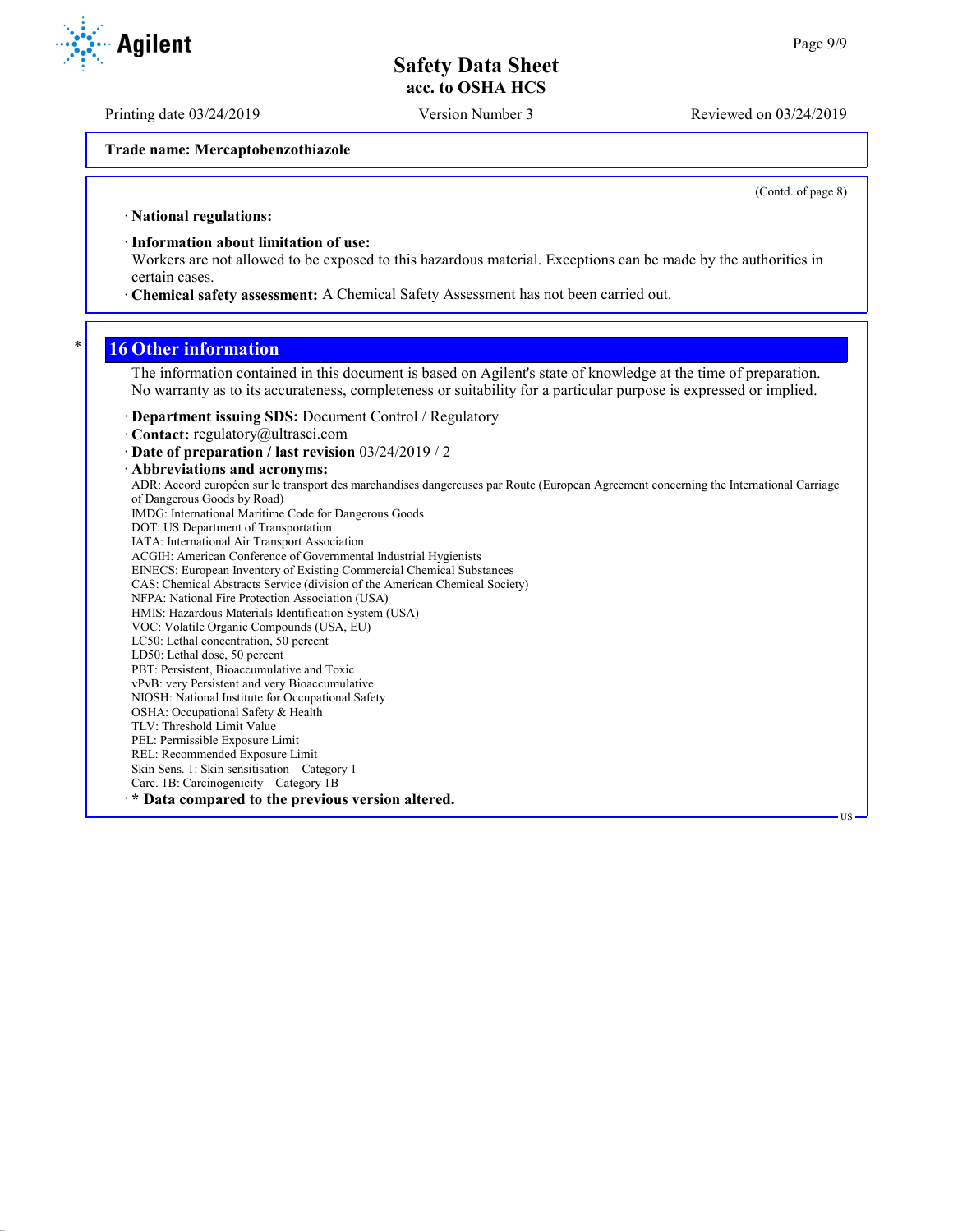(Contd. of page 8)

· **National regulations:**

· **Information about limitation of use:**
Workers are not allowed to be exposed to this hazardous material. Exceptions can be made by the authorities in certain cases.

· **Chemical safety assessment:** A Chemical Safety Assessment has not been carried out.

\* 

## 16 Other information

The information contained in this document is based on Agilent's state of knowledge at the time of preparation. No warranty as to its accurateness, completeness or suitability for a particular purpose is expressed or implied.

· **Department issuing SDS:** Document Control / Regulatory
· **Contact:** regulatory@ultrasci.com
· **Date of preparation / last revision** 03/24/2019 / 2
· **Abbreviations and acronyms:**
ADR: Accord européen sur le transport des marchandises dangereuses par Route (European Agreement concerning the International Carriage of Dangerous Goods by Road)
IMDG: International Maritime Code for Dangerous Goods
DOT: US Department of Transportation
IATA: International Air Transport Association
ACGIH: American Conference of Governmental Industrial Hygienists
EINECS: European Inventory of Existing Commercial Chemical Substances
CAS: Chemical Abstracts Service (division of the American Chemical Society)
NFPA: National Fire Protection Association (USA)
HMIS: Hazardous Materials Identification System (USA)
VOC: Volatile Organic Compounds (USA, EU)
LC50: Lethal concentration, 50 percent
LD50: Lethal dose, 50 percent
PBT: Persistent, Bioaccumulative and Toxic
vPvB: very Persistent and very Bioaccumulative
NIOSH: National Institute for Occupational Safety
OSHA: Occupational Safety & Health
TLV: Threshold Limit Value
PEL: Permissible Exposure Limit
REL: Recommended Exposure Limit
Skin Sens. 1: Skin sensitisation – Category 1
Carc. 1B: Carcinogenicity – Category 1B

· **\* Data compared to the previous version altered.**

US